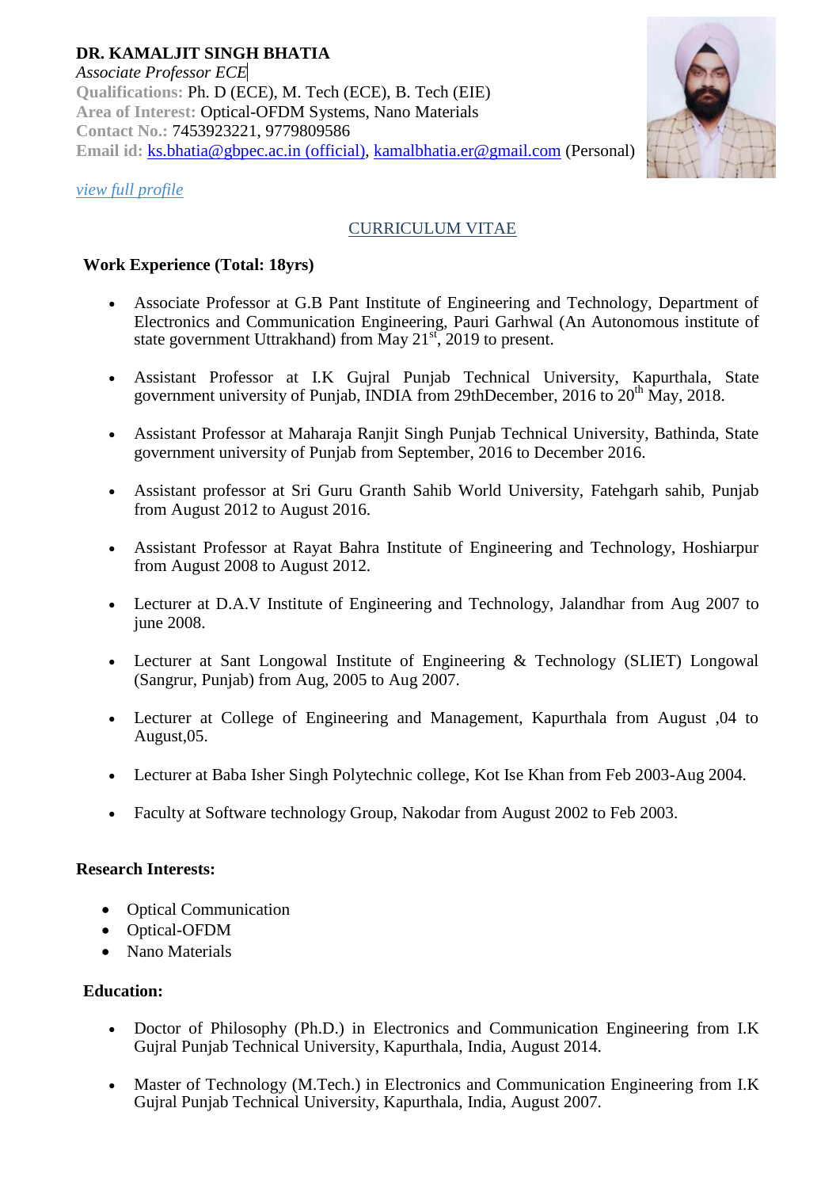**DR. KAMALJIT SINGH BHATIA**
*Associate Professor ECE*
**Qualifications:** Ph. D (ECE), M. Tech (ECE), B. Tech (EIE)
**Area of Interest:** Optical-OFDM Systems, Nano Materials
**Contact No.:** 7453923221, 9779809586
**Email id:** ks.bhatia@gbpec.ac.in (official), kamalbhatia.er@gmail.com (Personal)

*view full profile*

## CURRICULUM VITAE

**Work Experience (Total: 18yrs)**

- Associate Professor at G.B Pant Institute of Engineering and Technology, Department of Electronics and Communication Engineering, Pauri Garhwal (An Autonomous institute of state government Uttrakhand) from May 21st, 2019 to present.
- Assistant Professor at I.K Gujral Punjab Technical University, Kapurthala, State government university of Punjab, INDIA from 29thDecember, 2016 to 20th May, 2018.
- Assistant Professor at Maharaja Ranjit Singh Punjab Technical University, Bathinda, State government university of Punjab from September, 2016 to December 2016.
- Assistant professor at Sri Guru Granth Sahib World University, Fatehgarh sahib, Punjab from August 2012 to August 2016.
- Assistant Professor at Rayat Bahra Institute of Engineering and Technology, Hoshiarpur from August 2008 to August 2012.
- Lecturer at D.A.V Institute of Engineering and Technology, Jalandhar from Aug 2007 to june 2008.
- Lecturer at Sant Longowal Institute of Engineering & Technology (SLIET) Longowal (Sangrur, Punjab) from Aug, 2005 to Aug 2007.
- Lecturer at College of Engineering and Management, Kapurthala from August ,04 to August,05.
- Lecturer at Baba Isher Singh Polytechnic college, Kot Ise Khan from Feb 2003-Aug 2004.
- Faculty at Software technology Group, Nakodar from August 2002 to Feb 2003.

**Research Interests:**

- Optical Communication
- Optical-OFDM
- Nano Materials

**Education:**

- Doctor of Philosophy (Ph.D.) in Electronics and Communication Engineering from I.K Gujral Punjab Technical University, Kapurthala, India, August 2014.
- Master of Technology (M.Tech.) in Electronics and Communication Engineering from I.K Gujral Punjab Technical University, Kapurthala, India, August 2007.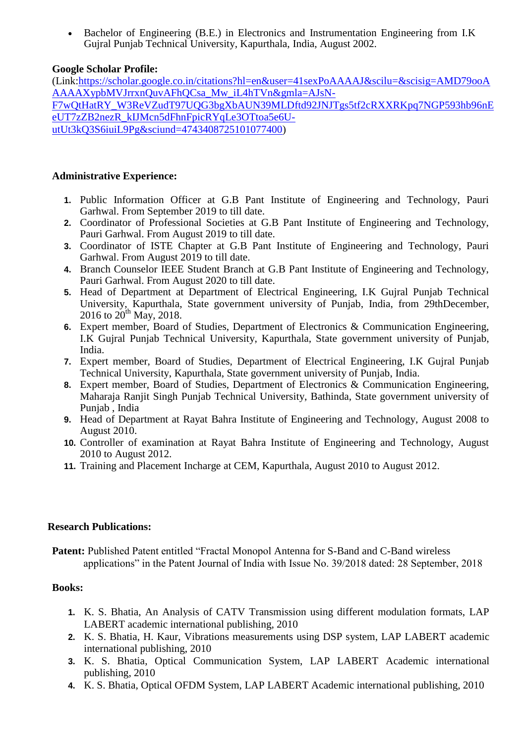- Bachelor of Engineering (B.E.) in Electronics and Instrumentation Engineering from I.K Gujral Punjab Technical University, Kapurthala, India, August 2002.

**Google Scholar Profile:**

(Link:https://scholar.google.co.in/citations?hl=en&user=41sexPoAAAAJ&scilu=&scisig=AMD79ooAAAAAXypbMVJrrxnQuvAFhQCsa_Mw_iL4hTVn&gmla=AJsN-F7wQtHatRY_W3ReVZudT97UQG3bgXbAUN39MLDftd92JNJTgs5tf2cRXXRKpq7NGP593hb96nEeUT7zZB2nezR_kIJMcn5dFhnFpicRYqLe3OTtoa5e6U-utUt3kQ3S6iuiL9Pg&sciund=4743408725101077400)

**Administrative Experience:**

1. Public Information Officer at G.B Pant Institute of Engineering and Technology, Pauri Garhwal. From September 2019 to till date.
2. Coordinator of Professional Societies at G.B Pant Institute of Engineering and Technology, Pauri Garhwal. From August 2019 to till date.
3. Coordinator of ISTE Chapter at G.B Pant Institute of Engineering and Technology, Pauri Garhwal. From August 2019 to till date.
4. Branch Counselor IEEE Student Branch at G.B Pant Institute of Engineering and Technology, Pauri Garhwal. From August 2020 to till date.
5. Head of Department at Department of Electrical Engineering, I.K Gujral Punjab Technical University, Kapurthala, State government university of Punjab, India, from 29thDecember, 2016 to 20th May, 2018.
6. Expert member, Board of Studies, Department of Electronics & Communication Engineering, I.K Gujral Punjab Technical University, Kapurthala, State government university of Punjab, India.
7. Expert member, Board of Studies, Department of Electrical Engineering, I.K Gujral Punjab Technical University, Kapurthala, State government university of Punjab, India.
8. Expert member, Board of Studies, Department of Electronics & Communication Engineering, Maharaja Ranjit Singh Punjab Technical University, Bathinda, State government university of Punjab , India
9. Head of Department at Rayat Bahra Institute of Engineering and Technology, August 2008 to August 2010.
10. Controller of examination at Rayat Bahra Institute of Engineering and Technology, August 2010 to August 2012.
11. Training and Placement Incharge at CEM, Kapurthala, August 2010 to August 2012.

**Research Publications:**

**Patent:** Published Patent entitled "Fractal Monopol Antenna for S-Band and C-Band wireless applications" in the Patent Journal of India with Issue No. 39/2018 dated: 28 September, 2018

**Books:**

1. K. S. Bhatia, An Analysis of CATV Transmission using different modulation formats, LAP LABERT academic international publishing, 2010
2. K. S. Bhatia, H. Kaur, Vibrations measurements using DSP system, LAP LABERT academic international publishing, 2010
3. K. S. Bhatia, Optical Communication System, LAP LABERT Academic international publishing, 2010
4. K. S. Bhatia, Optical OFDM System, LAP LABERT Academic international publishing, 2010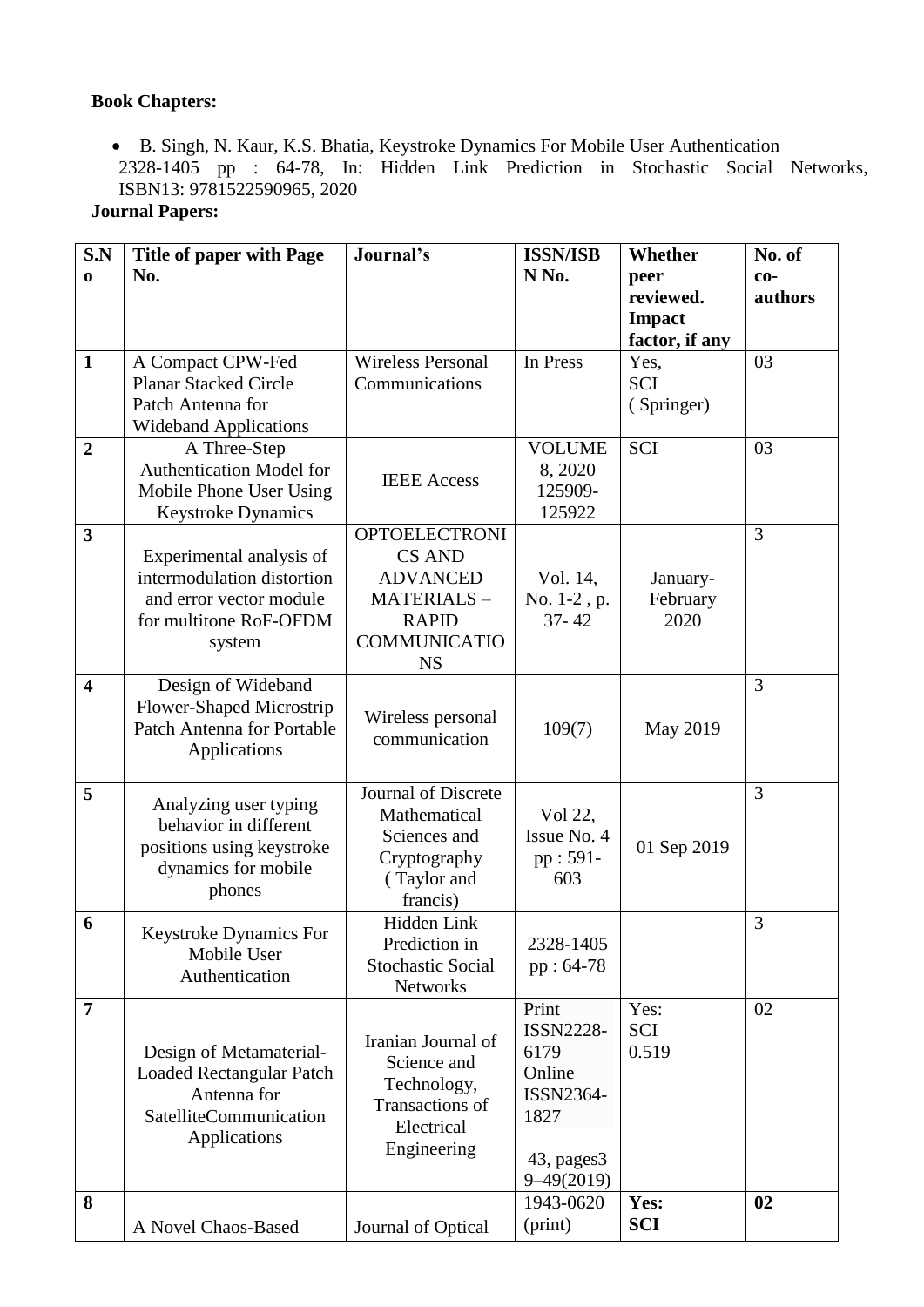**Book Chapters:**

- B. Singh, N. Kaur, K.S. Bhatia, Keystroke Dynamics For Mobile User Authentication 2328-1405 pp : 64-78, In: Hidden Link Prediction in Stochastic Social Networks, ISBN13: 9781522590965, 2020

**Journal Papers:**

| S.No | Title of paper with Page No. | Journal's | ISSN/ISBN No. | Whether peer reviewed. Impact factor, if any | No. of co-authors |
|---|---|---|---|---|---|
| **1** | A Compact CPW-Fed Planar Stacked Circle Patch Antenna for Wideband Applications | Wireless Personal Communications | In Press | Yes, SCI (Springer) | 03 |
| **2** | A Three-Step Authentication Model for Mobile Phone User Using Keystroke Dynamics | IEEE Access | VOLUME 8, 2020 125909-125922 | SCI | 03 |
| **3** | Experimental analysis of intermodulation distortion and error vector module for multitone RoF-OFDM system | OPTOELECTRONICS AND ADVANCED MATERIALS – RAPID COMMUNICATIONS | Vol. 14, No. 1-2 , p. 37- 42 | January-February 2020 | 3 |
| **4** | Design of Wideband Flower-Shaped Microstrip Patch Antenna for Portable Applications | Wireless personal communication | 109(7) | May 2019 | 3 |
| **5** | Analyzing user typing behavior in different positions using keystroke dynamics for mobile phones | Journal of Discrete Mathematical Sciences and Cryptography ( Taylor and francis) | Vol 22, Issue No. 4 pp : 591-603 | 01 Sep 2019 | 3 |
| **6** | Keystroke Dynamics For Mobile User Authentication | Hidden Link Prediction in Stochastic Social Networks | 2328-1405 pp : 64-78 | | 3 |
| **7** | Design of Metamaterial-Loaded Rectangular Patch Antenna for SatelliteCommunication Applications | Iranian Journal of Science and Technology, Transactions of Electrical Engineering | Print ISSN2228-6179 Online ISSN2364-1827 43, pages39–49(2019) | Yes: SCI 0.519 | 02 |
| **8** | A Novel Chaos-Based | Journal of Optical | 1943-0620 (print) | **Yes: SCI** | **02** |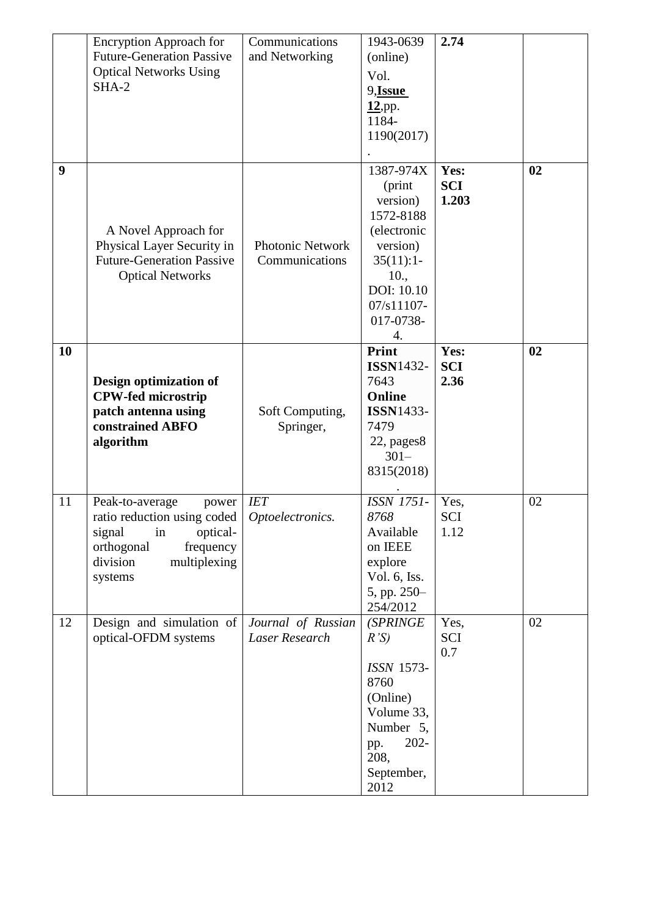|  | Encryption Approach for Future-Generation Passive Optical Networks Using SHA-2 | Communications and Networking | 1943-0639 (online) Vol. 9,**Issue 12**,pp. 1184-1190(2017). | **2.74** |  |
|---|---|---|---|---|---|
| **9** | A Novel Approach for Physical Layer Security in Future-Generation Passive Optical Networks | Photonic Network Communications | 1387-974X (print version) 1572-8188 (electronic version) 35(11):1-10., DOI: 10.1007/s11107-017-0738-4. | **Yes: SCI 1.203** | **02** |
| **10** | **Design optimization of CPW-fed microstrip patch antenna using constrained ABFO algorithm** | Soft Computing, Springer, | **Print ISSN**1432-7643 **Online ISSN**1433-7479 22, pages8301–8315(2018). | **Yes: SCI 2.36** | **02** |
| 11 | Peak-to-average power ratio reduction using coded signal in optical-orthogonal frequency division multiplexing systems | *IET Optoelectronics.* | *ISSN 1751-8768* Available on IEEE explore Vol. 6, Iss. 5, pp. 250–254/2012 | Yes, SCI 1.12 | 02 |
| 12 | Design and simulation of optical-OFDM systems | *Journal of Russian Laser Research* | *(SPRINGER'S)* *ISSN* 1573-8760 (Online) Volume 33, Number 5, pp. 202-208, September, 2012 | Yes, SCI 0.7 | 02 |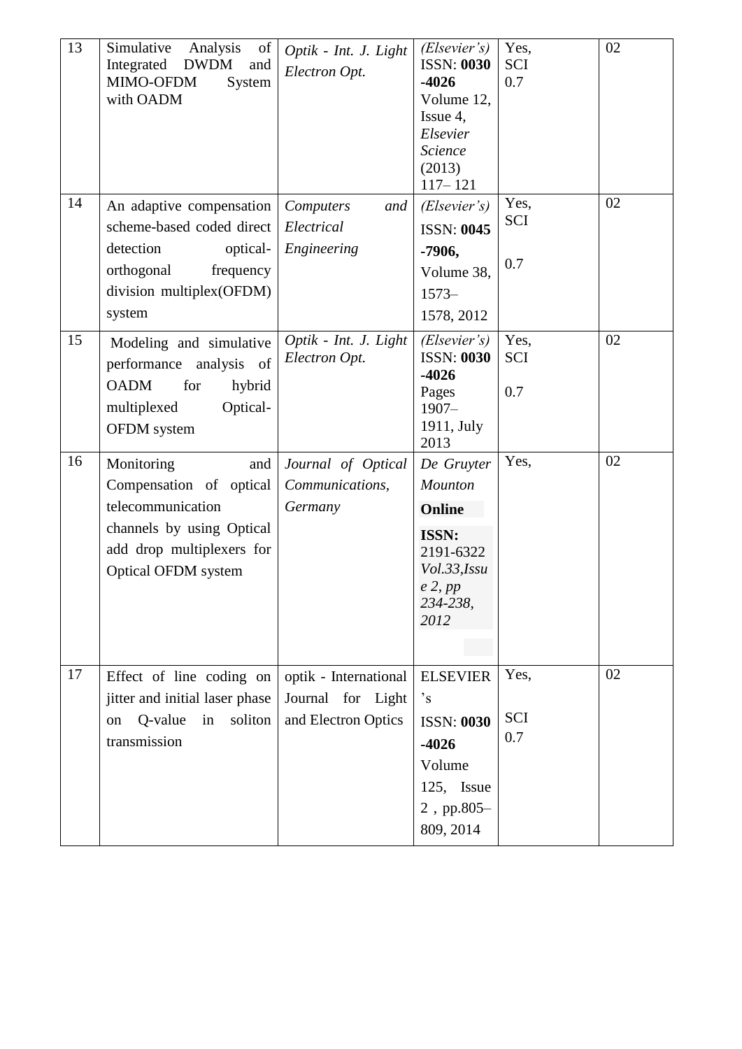| 13 | Simulative Analysis of Integrated DWDM and MIMO-OFDM System with OADM | *Optik - Int. J. Light Electron Opt.* | *(Elsevier's)* ISSN: **0030 -4026** Volume 12, Issue 4, *Elsevier Science* (2013) 117– 121 | Yes, SCI 0.7 | 02 |
|---|---|---|---|---|---|
| 14 | An adaptive compensation scheme-based coded direct detection optical-orthogonal frequency division multiplex(OFDM) system | *Computers and Electrical Engineering* | *(Elsevier's)* ISSN: **0045 -7906,** Volume 38, 1573–1578, 2012 | Yes, SCI 0.7 | 02 |
| 15 | Modeling and simulative performance analysis of OADM for hybrid multiplexed Optical-OFDM system | *Optik - Int. J. Light Electron Opt.* | *(Elsevier's)* ISSN: **0030 -4026** Pages 1907–1911, July 2013 | Yes, SCI 0.7 | 02 |
| 16 | Monitoring and Compensation of optical telecommunication channels by using Optical add drop multiplexers for Optical OFDM system | *Journal of Optical Communications, Germany* | *De Gruyter Mounton* **Online** **ISSN:** 2191-6322 *Vol.33,Issue 2, pp 234-238, 2012* | Yes, | 02 |
| 17 | Effect of line coding on jitter and initial laser phase on Q-value in soliton transmission | optik - International Journal for Light and Electron Optics | ELSEVIER's ISSN: **0030 -4026** Volume 125, Issue 2 , pp.805–809, 2014 | Yes, SCI 0.7 | 02 |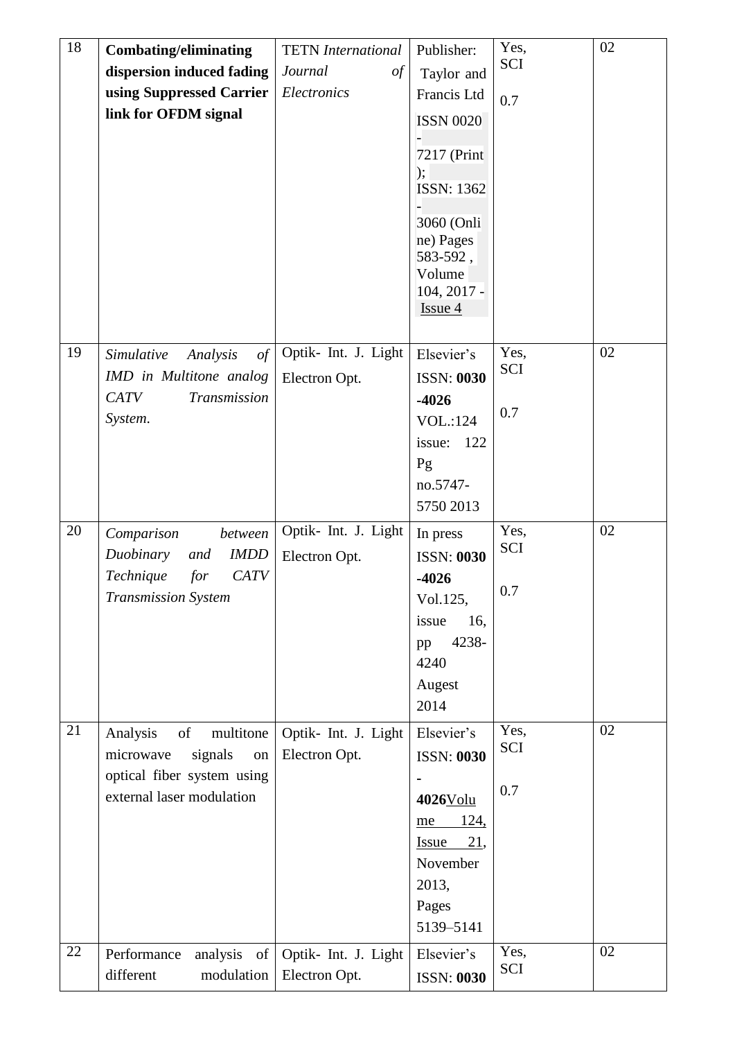| 18 | **Combating/eliminating dispersion induced fading using Suppressed Carrier link for OFDM signal** | TETN *International Journal of Electronics* | Publisher: Taylor and Francis Ltd ISSN 0020 - 7217 (Print); ISSN: 1362 - 3060 (Online) Pages 583-592 , Volume 104, 2017 - Issue 4 | Yes, SCI 0.7 | 02 |
|---|---|---|---|---|---|
| 19 | *Simulative Analysis of IMD in Multitone analog CATV Transmission System.* | Optik- Int. J. Light Electron Opt. | Elsevier's ISSN: **0030 -4026** VOL.:124 issue: 122 Pg no.5747-5750 2013 | Yes, SCI 0.7 | 02 |
| 20 | *Comparison between Duobinary and IMDD Technique for CATV Transmission System* | Optik- Int. J. Light Electron Opt. | In press ISSN: **0030 -4026** Vol.125, issue 16, pp 4238-4240 Augest 2014 | Yes, SCI 0.7 | 02 |
| 21 | Analysis of multitone microwave signals on optical fiber system using external laser modulation | Optik- Int. J. Light Electron Opt. | Elsevier's ISSN: **0030 - 4026**Volume 124, Issue 21, November 2013, Pages 5139–5141 | Yes, SCI 0.7 | 02 |
| 22 | Performance analysis of different modulation | Optik- Int. J. Light Electron Opt. | Elsevier's ISSN: **0030** | Yes, SCI | 02 |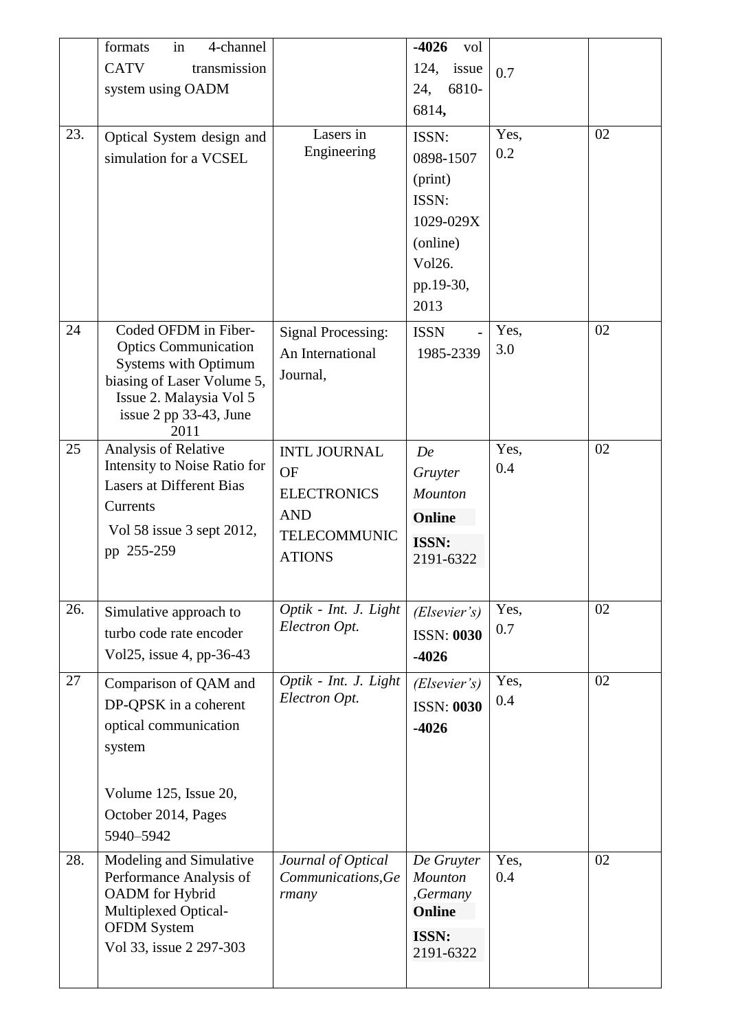|  |  |  |  |  |  |
|---|---|---|---|---|---|
|  | formats in 4-channel CATV transmission system using OADM |  | **-4026** vol 124, issue 24, 6810-6814**,** | 0.7 |  |
| 23. | Optical System design and simulation for a VCSEL | Lasers in Engineering | ISSN: 0898-1507 (print) ISSN: 1029-029X (online) Vol26. pp.19-30, 2013 | Yes, 0.2 | 02 |
| 24 | Coded OFDM in Fiber-Optics Communication Systems with Optimum biasing of Laser Volume 5, Issue 2. Malaysia Vol 5 issue 2 pp 33-43, June 2011 | Signal Processing: An International Journal, | ISSN - 1985-2339 | Yes, 3.0 | 02 |
| 25 | Analysis of Relative Intensity to Noise Ratio for Lasers at Different Bias Currents Vol 58 issue 3 sept 2012, pp 255-259 | INTL JOURNAL OF ELECTRONICS AND TELECOMMUNICATIONS | *De Gruyter Mounton* **Online** **ISSN:** 2191-6322 | Yes, 0.4 | 02 |
| 26. | Simulative approach to turbo code rate encoder Vol25, issue 4, pp-36-43 | *Optik - Int. J. Light Electron Opt.* | *(Elsevier's)* ISSN: **0030 -4026** | Yes, 0.7 | 02 |
| 27 | Comparison of QAM and DP-QPSK in a coherent optical communication system Volume 125, Issue 20, October 2014, Pages 5940–5942 | *Optik - Int. J. Light Electron Opt.* | *(Elsevier's)* ISSN: **0030 -4026** | Yes, 0.4 | 02 |
| 28. | Modeling and Simulative Performance Analysis of OADM for Hybrid Multiplexed Optical-OFDM System Vol 33, issue 2 297-303 | *Journal of Optical Communications,Germany* | *De Gruyter Mounton ,Germany* **Online** **ISSN:** 2191-6322 | Yes, 0.4 | 02 |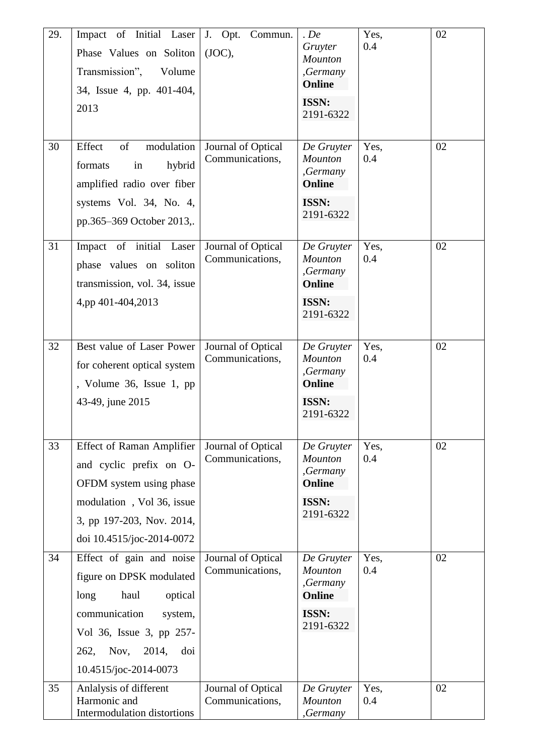| 29. | Impact of Initial Laser Phase Values on Soliton Transmission", Volume 34, Issue 4, pp. 401-404, 2013 | J. Opt. Commun. (JOC), | *. De Gruyter Mounton ,Germany* **Online** **ISSN:** 2191-6322 | Yes, 0.4 | 02 |
|---|---|---|---|---|---|
| 30 | Effect of modulation formats in hybrid amplified radio over fiber systems Vol. 34, No. 4, pp.365–369 October 2013,. | Journal of Optical Communications, | *De Gruyter Mounton ,Germany* **Online** **ISSN:** 2191-6322 | Yes, 0.4 | 02 |
| 31 | Impact of initial Laser phase values on soliton transmission, vol. 34, issue 4,pp 401-404,2013 | Journal of Optical Communications, | *De Gruyter Mounton ,Germany* **Online** **ISSN:** 2191-6322 | Yes, 0.4 | 02 |
| 32 | Best value of Laser Power for coherent optical system , Volume 36, Issue 1, pp 43-49, june 2015 | Journal of Optical Communications, | *De Gruyter Mounton ,Germany* **Online** **ISSN:** 2191-6322 | Yes, 0.4 | 02 |
| 33 | Effect of Raman Amplifier and cyclic prefix on O-OFDM system using phase modulation , Vol 36, issue 3, pp 197-203, Nov. 2014, doi 10.4515/joc-2014-0072 | Journal of Optical Communications, | *De Gruyter Mounton ,Germany* **Online** **ISSN:** 2191-6322 | Yes, 0.4 | 02 |
| 34 | Effect of gain and noise figure on DPSK modulated long haul optical communication system, Vol 36, Issue 3, pp 257-262, Nov, 2014, doi 10.4515/joc-2014-0073 | Journal of Optical Communications, | *De Gruyter Mounton ,Germany* **Online** **ISSN:** 2191-6322 | Yes, 0.4 | 02 |
| 35 | Anlalysis of different Harmonic and Intermodulation distortions | Journal of Optical Communications, | *De Gruyter Mounton ,Germany* | Yes, 0.4 | 02 |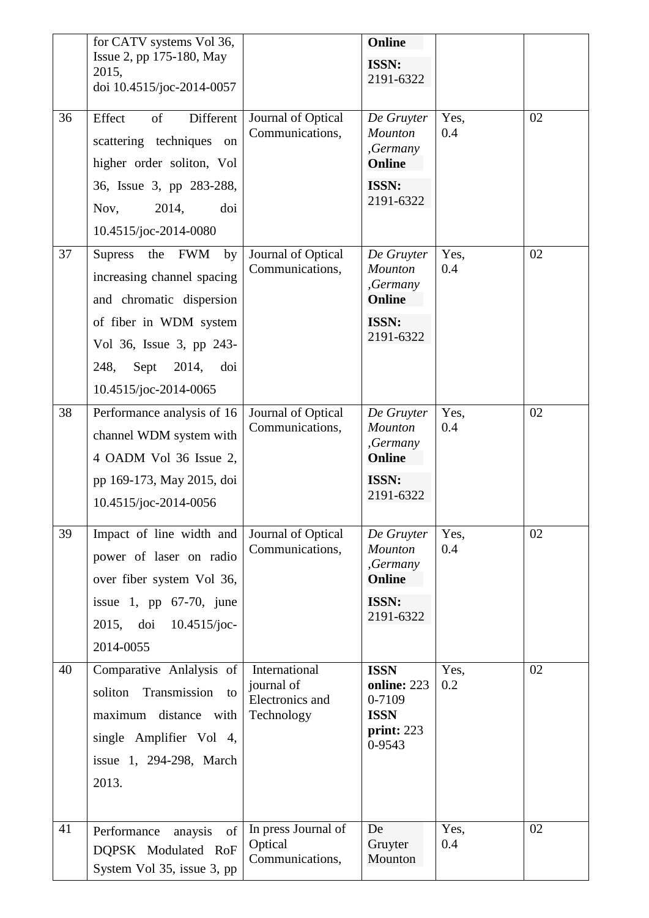|  |  |  |  |  |  |
|---|---|---|---|---|---|
|  | for CATV systems Vol 36, Issue 2, pp 175-180, May 2015, doi 10.4515/joc-2014-0057 |  | **Online** **ISSN:** 2191-6322 |  |  |
| 36 | Effect of Different scattering techniques on higher order soliton, Vol 36, Issue 3, pp 283-288, Nov, 2014, doi 10.4515/joc-2014-0080 | Journal of Optical Communications, | *De Gruyter Mounton ,Germany* **Online** **ISSN:** 2191-6322 | Yes, 0.4 | 02 |
| 37 | Supress the FWM by increasing channel spacing and chromatic dispersion of fiber in WDM system Vol 36, Issue 3, pp 243-248, Sept 2014, doi 10.4515/joc-2014-0065 | Journal of Optical Communications, | *De Gruyter Mounton ,Germany* **Online** **ISSN:** 2191-6322 | Yes, 0.4 | 02 |
| 38 | Performance analysis of 16 channel WDM system with 4 OADM Vol 36 Issue 2, pp 169-173, May 2015, doi 10.4515/joc-2014-0056 | Journal of Optical Communications, | *De Gruyter Mounton ,Germany* **Online** **ISSN:** 2191-6322 | Yes, 0.4 | 02 |
| 39 | Impact of line width and power of laser on radio over fiber system Vol 36, issue 1, pp 67-70, june 2015, doi 10.4515/joc-2014-0055 | Journal of Optical Communications, | *De Gruyter Mounton ,Germany* **Online** **ISSN:** 2191-6322 | Yes, 0.4 | 02 |
| 40 | Comparative Anlalysis of soliton Transmission to maximum distance with single Amplifier Vol 4, issue 1, 294-298, March 2013. | International journal of Electronics and Technology | **ISSN online:** 2230-7109 **ISSN print:** 2230-9543 | Yes, 0.2 | 02 |
| 41 | Performance anaysis of DQPSK Modulated RoF System Vol 35, issue 3, pp | In press Journal of Optical Communications, | De Gruyter Mounton | Yes, 0.4 | 02 |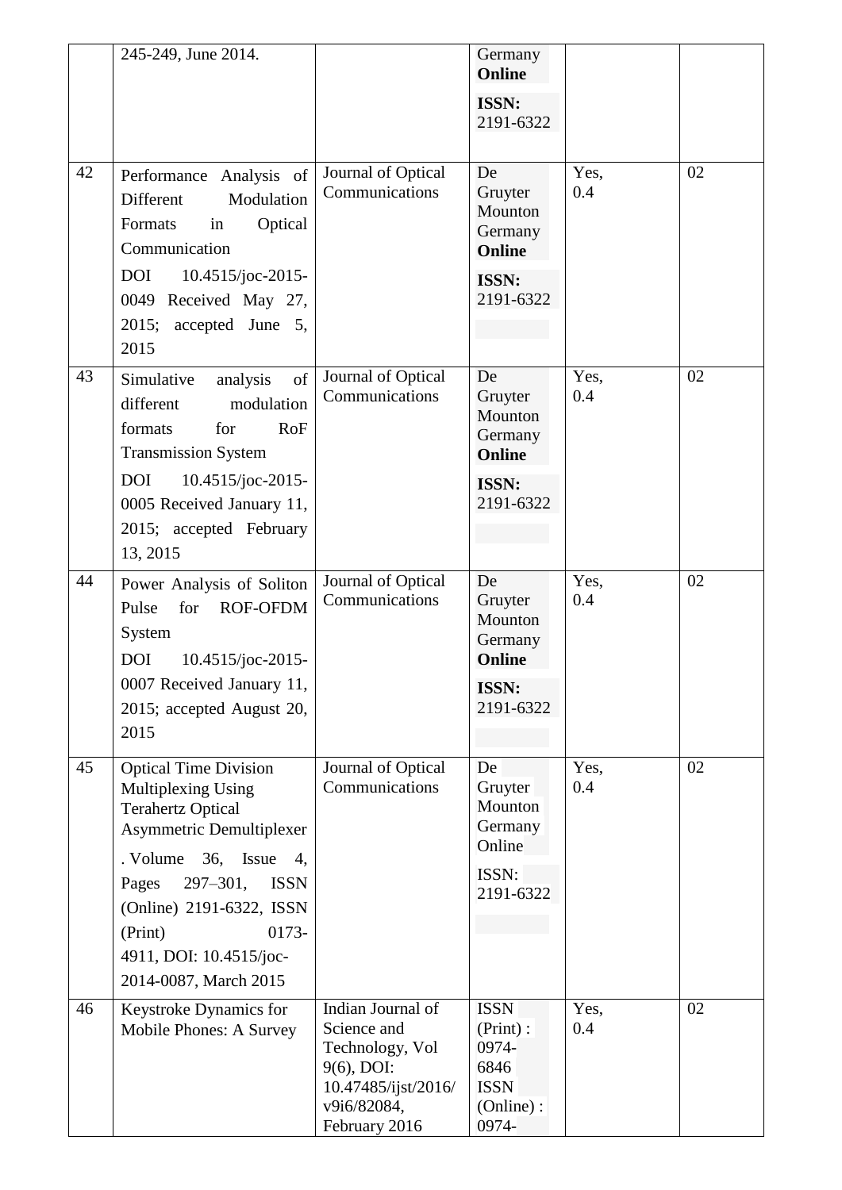|  | 245-249, June 2014. |  | Germany **Online** **ISSN:** 2191-6322 |  |  |
|---|---|---|---|---|---|
| 42 | Performance Analysis of Different Modulation Formats in Optical Communication DOI 10.4515/joc-2015-0049 Received May 27, 2015; accepted June 5, 2015 | Journal of Optical Communications | De Gruyter Mounton Germany **Online** **ISSN:** 2191-6322 | Yes, 0.4 | 02 |
| 43 | Simulative analysis of different modulation formats for RoF Transmission System DOI 10.4515/joc-2015-0005 Received January 11, 2015; accepted February 13, 2015 | Journal of Optical Communications | De Gruyter Mounton Germany **Online** **ISSN:** 2191-6322 | Yes, 0.4 | 02 |
| 44 | Power Analysis of Soliton Pulse for ROF-OFDM System DOI 10.4515/joc-2015-0007 Received January 11, 2015; accepted August 20, 2015 | Journal of Optical Communications | De Gruyter Mounton Germany **Online** **ISSN:** 2191-6322 | Yes, 0.4 | 02 |
| 45 | Optical Time Division Multiplexing Using Terahertz Optical Asymmetric Demultiplexer . Volume 36, Issue 4, Pages 297–301, ISSN (Online) 2191-6322, ISSN (Print) 0173-4911, DOI: 10.4515/joc-2014-0087, March 2015 | Journal of Optical Communications | De Gruyter Mounton Germany Online ISSN: 2191-6322 | Yes, 0.4 | 02 |
| 46 | Keystroke Dynamics for Mobile Phones: A Survey | Indian Journal of Science and Technology, Vol 9(6), DOI: 10.47485/ijst/2016/v9i6/82084, February 2016 | ISSN (Print) : 0974-6846 ISSN (Online) : 0974- | Yes, 0.4 | 02 |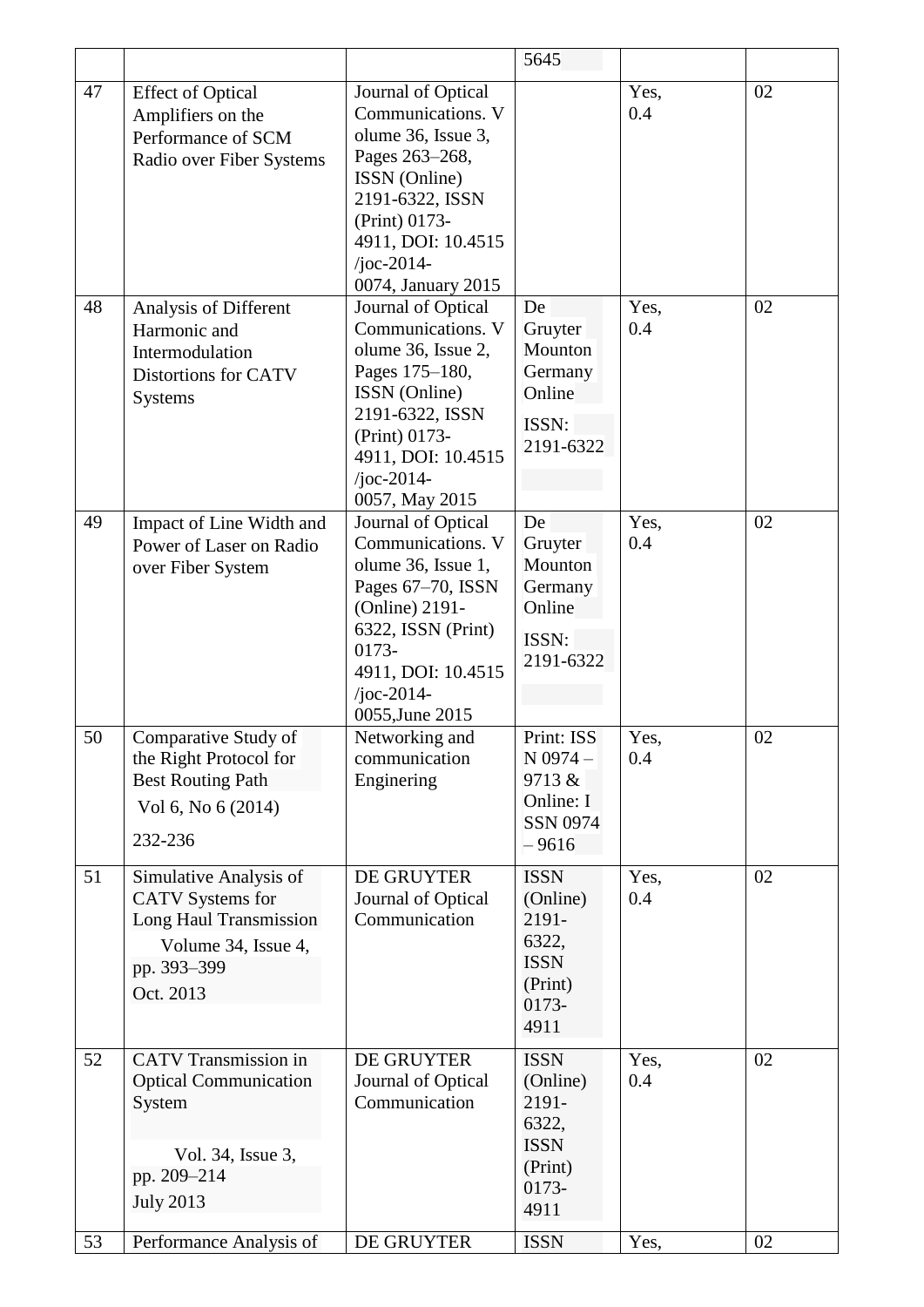| | | | 5645 | | |
|---|---|---|---|---|---|
| 47 | Effect of Optical Amplifiers on the Performance of SCM Radio over Fiber Systems | Journal of Optical Communications. Volume 36, Issue 3, Pages 263–268, ISSN (Online) 2191-6322, ISSN (Print) 0173-4911, DOI: 10.4515/joc-2014-0074, January 2015 | | Yes, 0.4 | 02 |
| 48 | Analysis of Different Harmonic and Intermodulation Distortions for CATV Systems | Journal of Optical Communications. Volume 36, Issue 2, Pages 175–180, ISSN (Online) 2191-6322, ISSN (Print) 0173-4911, DOI: 10.4515/joc-2014-0057, May 2015 | De Gruyter Mounton Germany Online ISSN: 2191-6322 | Yes, 0.4 | 02 |
| 49 | Impact of Line Width and Power of Laser on Radio over Fiber System | Journal of Optical Communications. Volume 36, Issue 1, Pages 67–70, ISSN (Online) 2191-6322, ISSN (Print) 0173-4911, DOI: 10.4515/joc-2014-0055,June 2015 | De Gruyter Mounton Germany Online ISSN: 2191-6322 | Yes, 0.4 | 02 |
| 50 | Comparative Study of the Right Protocol for Best Routing Path Vol 6, No 6 (2014) 232-236 | Networking and communication Enginering | Print: ISSN 0974 – 9713 & Online: ISSN 0974 – 9616 | Yes, 0.4 | 02 |
| 51 | Simulative Analysis of CATV Systems for Long Haul Transmission Volume 34, Issue 4, pp. 393–399 Oct. 2013 | DE GRUYTER Journal of Optical Communication | ISSN (Online) 2191-6322, ISSN (Print) 0173-4911 | Yes, 0.4 | 02 |
| 52 | CATV Transmission in Optical Communication System Vol. 34, Issue 3, pp. 209–214 July 2013 | DE GRUYTER Journal of Optical Communication | ISSN (Online) 2191-6322, ISSN (Print) 0173-4911 | Yes, 0.4 | 02 |
| 53 | Performance Analysis of | DE GRUYTER | ISSN | Yes, | 02 |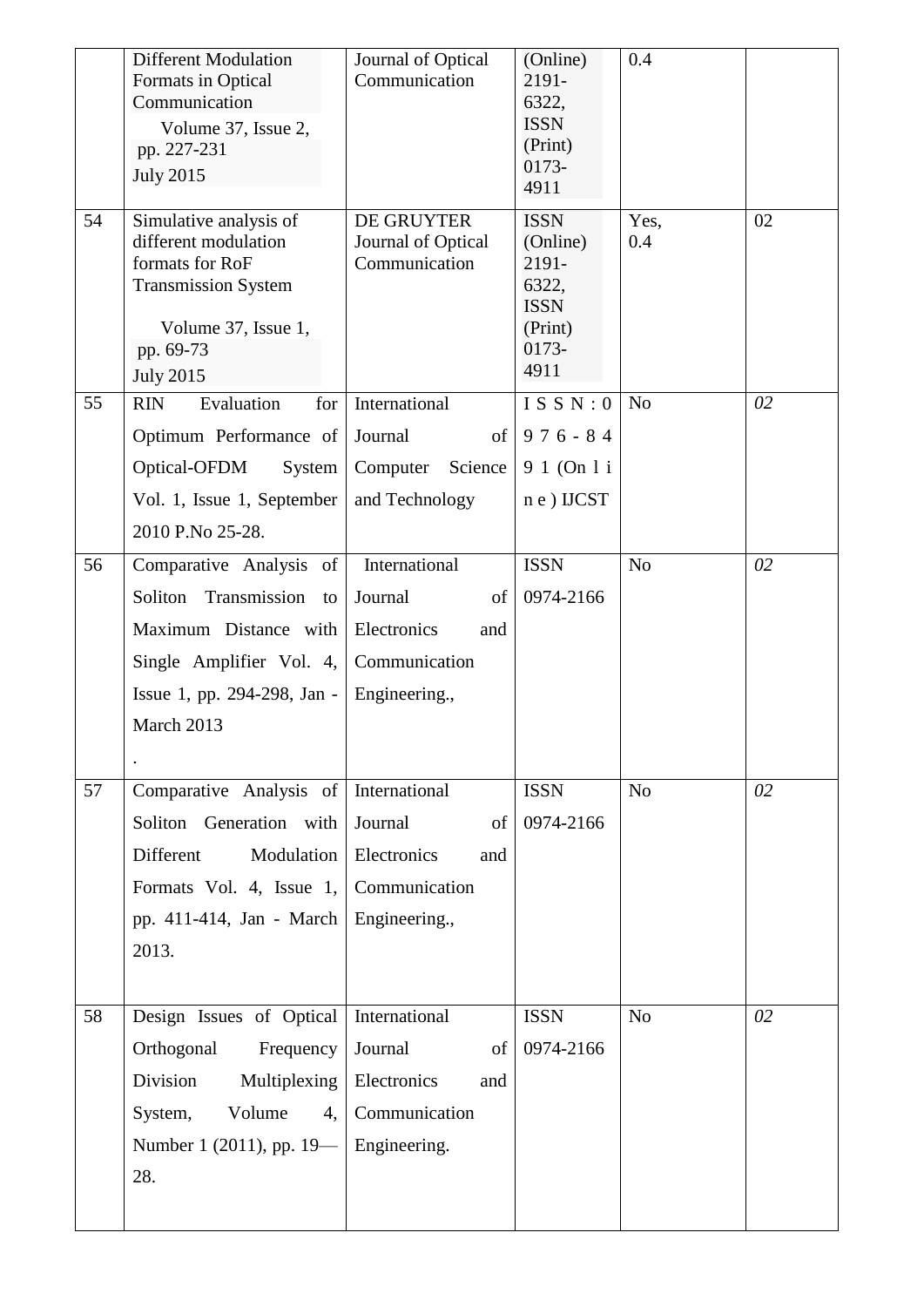|  | Different Modulation Formats in Optical Communication Volume 37, Issue 2, pp. 227-231 July 2015 | Journal of Optical Communication | (Online) 2191-6322, ISSN (Print) 0173-4911 | 0.4 |  |
|---|---|---|---|---|---|
| 54 | Simulative analysis of different modulation formats for RoF Transmission System Volume 37, Issue 1, pp. 69-73 July 2015 | DE GRUYTER Journal of Optical Communication | ISSN (Online) 2191-6322, ISSN (Print) 0173-4911 | Yes, 0.4 | 02 |
| 55 | RIN Evaluation for Optimum Performance of Optical-OFDM System Vol. 1, Issue 1, September 2010 P.No 25-28. | International Journal of Computer Science and Technology | I S S N : 0 9 7 6 - 8 4 9 1 (On l i n e ) IJCST | No | *02* |
| 56 | Comparative Analysis of Soliton Transmission to Maximum Distance with Single Amplifier Vol. 4, Issue 1, pp. 294-298, Jan - March 2013 . | International Journal of Electronics and Communication Engineering., | ISSN 0974-2166 | No | *02* |
| 57 | Comparative Analysis of Soliton Generation with Different Modulation Formats Vol. 4, Issue 1, pp. 411-414, Jan - March 2013. | International Journal of Electronics and Communication Engineering., | ISSN 0974-2166 | No | *02* |
| 58 | Design Issues of Optical Orthogonal Frequency Division Multiplexing System, Volume 4, Number 1 (2011), pp. 19—28. | International Journal of Electronics and Communication Engineering. | ISSN 0974-2166 | No | *02* |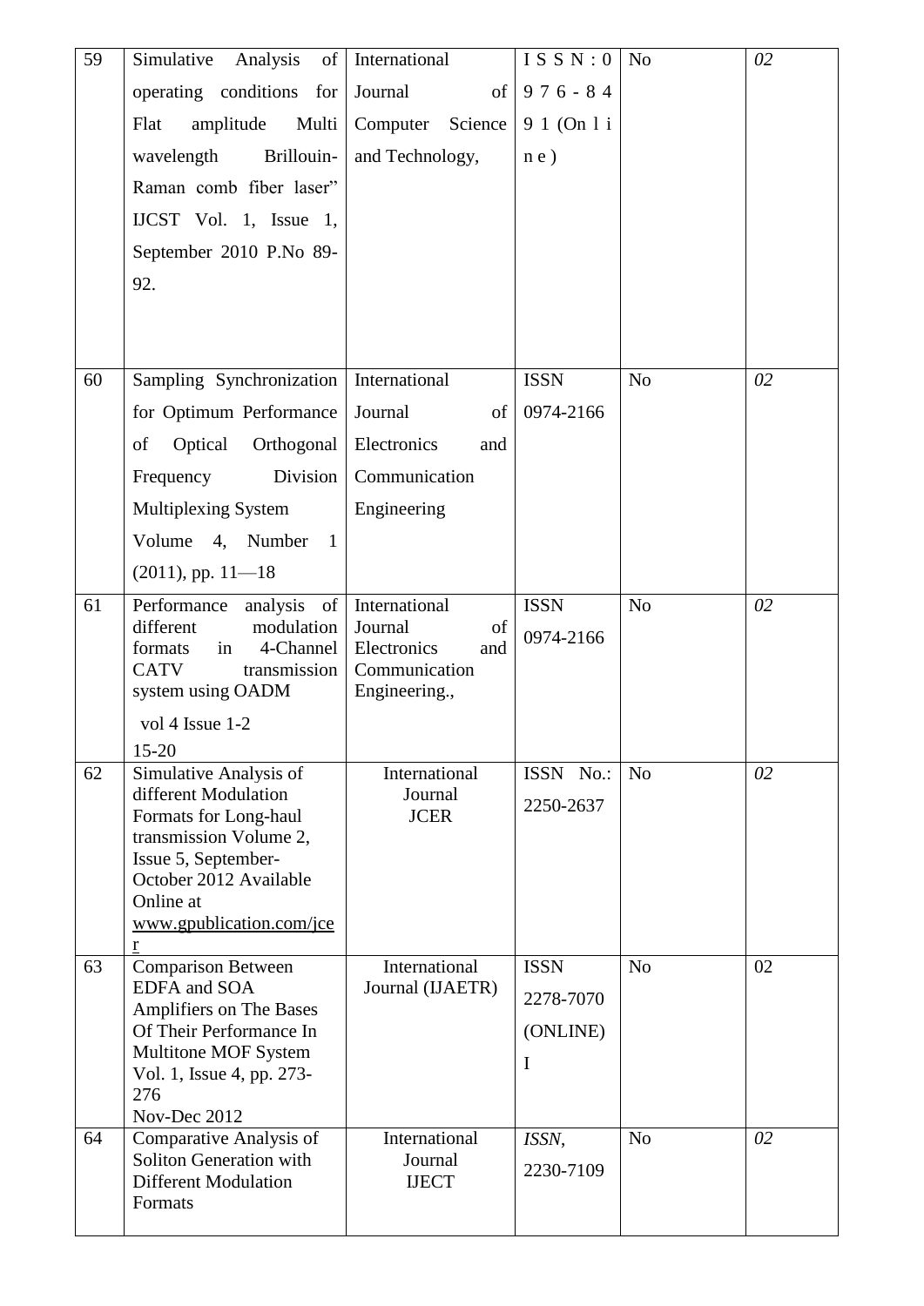| 59 | Simulative Analysis of operating conditions for Flat amplitude Multi wavelength Brillouin-Raman comb fiber laser" IJCST Vol. 1, Issue 1, September 2010 P.No 89-92. | International Journal of Computer Science and Technology, | I S S N : 0 9 7 6 - 8 4 9 1 (On l i n e ) | No | *02* |
|---|---|---|---|---|---|
| 60 | Sampling Synchronization for Optimum Performance of Optical Orthogonal Frequency Division Multiplexing System Volume 4, Number 1 (2011), pp. 11—18 | International Journal of Electronics and Communication Engineering | ISSN 0974-2166 | No | *02* |
| 61 | Performance analysis of different modulation formats in 4-Channel CATV transmission system using OADM vol 4 Issue 1-2 15-20 | International Journal of Electronics and Communication Engineering., | ISSN 0974-2166 | No | *02* |
| 62 | Simulative Analysis of different Modulation Formats for Long-haul transmission Volume 2, Issue 5, September-October 2012 Available Online at www.gpublication.com/jcer | International Journal JCER | ISSN No.: 2250-2637 | No | *02* |
| 63 | Comparison Between EDFA and SOA Amplifiers on The Bases Of Their Performance In Multitone MOF System Vol. 1, Issue 4, pp. 273-276 Nov-Dec 2012 | International Journal (IJAETR) | ISSN 2278-7070 (ONLINE) I | No | 02 |
| 64 | Comparative Analysis of Soliton Generation with Different Modulation Formats | International Journal IJECT | *ISSN*, 2230-7109 | No | *02* |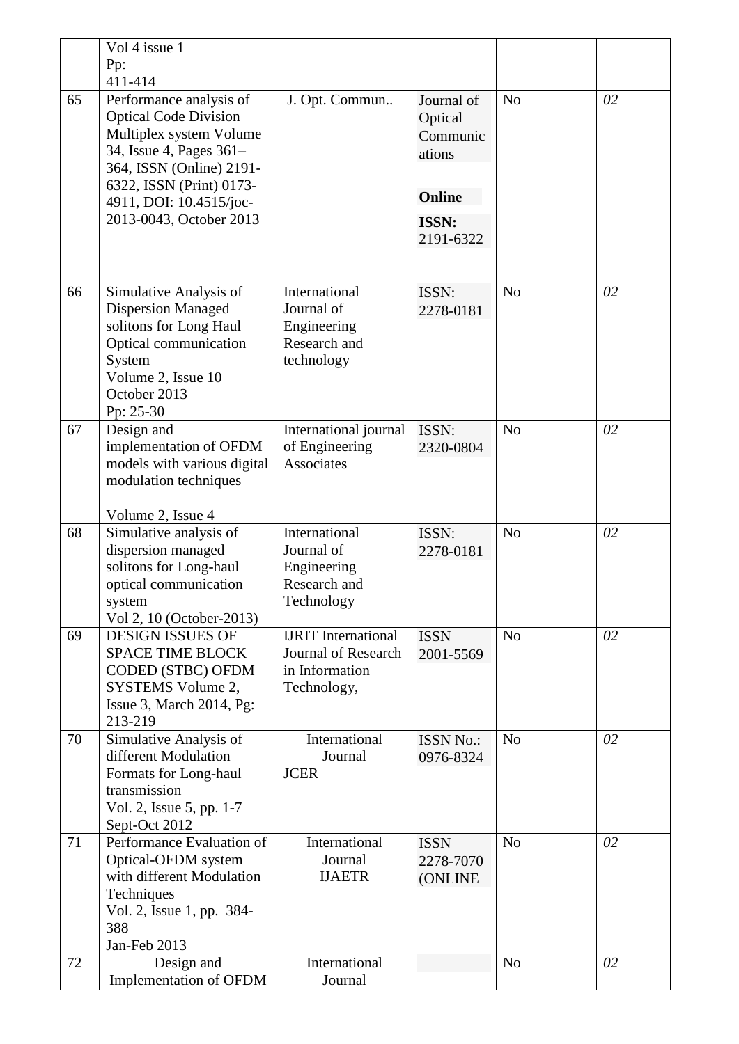|  | Vol 4 issue 1<br>Pp:<br>411-414 |  |  |  |  |
|---|---|---|---|---|---|
| 65 | Performance analysis of Optical Code Division Multiplex system Volume 34, Issue 4, Pages 361–364, ISSN (Online) 2191-6322, ISSN (Print) 0173-4911, DOI: 10.4515/joc-2013-0043, October 2013 | J. Opt. Commun.. | Journal of Optical Communications<br><br>**Online**<br><br>**ISSN:**<br>2191-6322 | No | *02* |
| 66 | Simulative Analysis of Dispersion Managed solitons for Long Haul Optical communication System<br>Volume 2, Issue 10<br>October 2013<br>Pp: 25-30 | International Journal of Engineering Research and technology | ISSN:<br>2278-0181 | No | *02* |
| 67 | Design and implementation of OFDM models with various digital modulation techniques<br><br>Volume 2, Issue 4 | International journal of Engineering Associates | ISSN:<br>2320-0804 | No | *02* |
| 68 | Simulative analysis of dispersion managed solitons for Long-haul optical communication system<br>Vol 2, 10 (October-2013) | International Journal of Engineering Research and Technology | ISSN:<br>2278-0181 | No | *02* |
| 69 | DESIGN ISSUES OF SPACE TIME BLOCK CODED (STBC) OFDM SYSTEMS Volume 2, Issue 3, March 2014, Pg: 213-219 | IJRIT International Journal of Research in Information Technology, | ISSN<br>2001-5569 | No | *02* |
| 70 | Simulative Analysis of different Modulation Formats for Long-haul transmission<br>Vol. 2, Issue 5, pp. 1-7<br>Sept-Oct 2012 | International Journal<br>JCER | ISSN No.:<br>0976-8324 | No | *02* |
| 71 | Performance Evaluation of Optical-OFDM system with different Modulation Techniques<br>Vol. 2, Issue 1, pp. 384-388<br>Jan-Feb 2013 | International Journal<br>IJAETR | ISSN<br>2278-7070<br>(ONLINE | No | *02* |
| 72 | Design and Implementation of OFDM | International Journal |  | No | *02* |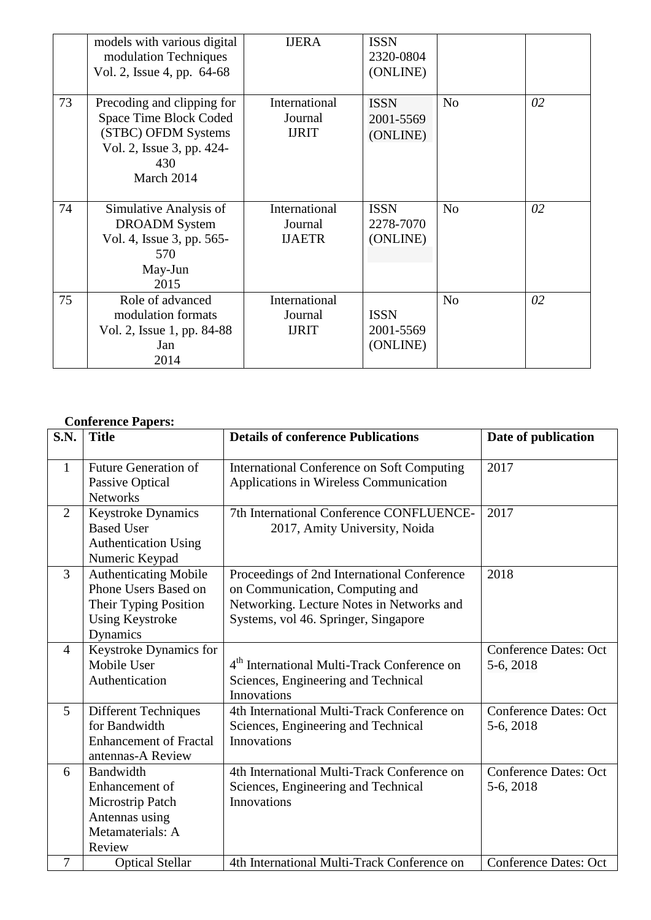| | | | | | |
|---|---|---|---|---|---|
| | models with various digital modulation Techniques Vol. 2, Issue 4, pp. 64-68 | IJERA | ISSN 2320-0804 (ONLINE) | | |
| 73 | Precoding and clipping for Space Time Block Coded (STBC) OFDM Systems Vol. 2, Issue 3, pp. 424-430 March 2014 | International Journal IJRIT | ISSN 2001-5569 (ONLINE) | No | *02* |
| 74 | Simulative Analysis of DROADM System Vol. 4, Issue 3, pp. 565-570 May-Jun 2015 | International Journal IJAETR | ISSN 2278-7070 (ONLINE) | No | *02* |
| 75 | Role of advanced modulation formats Vol. 2, Issue 1, pp. 84-88 Jan 2014 | International Journal IJRIT | ISSN 2001-5569 (ONLINE) | No | *02* |

**Conference Papers:**

| S.N. | Title | Details of conference Publications | Date of publication |
|---|---|---|---|
| 1 | Future Generation of Passive Optical Networks | International Conference on Soft Computing Applications in Wireless Communication | 2017 |
| 2 | Keystroke Dynamics Based User Authentication Using Numeric Keypad | 7th International Conference CONFLUENCE-2017, Amity University, Noida | 2017 |
| 3 | Authenticating Mobile Phone Users Based on Their Typing Position Using Keystroke Dynamics | Proceedings of 2nd International Conference on Communication, Computing and Networking. Lecture Notes in Networks and Systems, vol 46. Springer, Singapore | 2018 |
| 4 | Keystroke Dynamics for Mobile User Authentication | 4th International Multi-Track Conference on Sciences, Engineering and Technical Innovations | Conference Dates: Oct 5-6, 2018 |
| 5 | Different Techniques for Bandwidth Enhancement of Fractal antennas-A Review | 4th International Multi-Track Conference on Sciences, Engineering and Technical Innovations | Conference Dates: Oct 5-6, 2018 |
| 6 | Bandwidth Enhancement of Microstrip Patch Antennas using Metamaterials: A Review | 4th International Multi-Track Conference on Sciences, Engineering and Technical Innovations | Conference Dates: Oct 5-6, 2018 |
| 7 | Optical Stellar | 4th International Multi-Track Conference on | Conference Dates: Oct |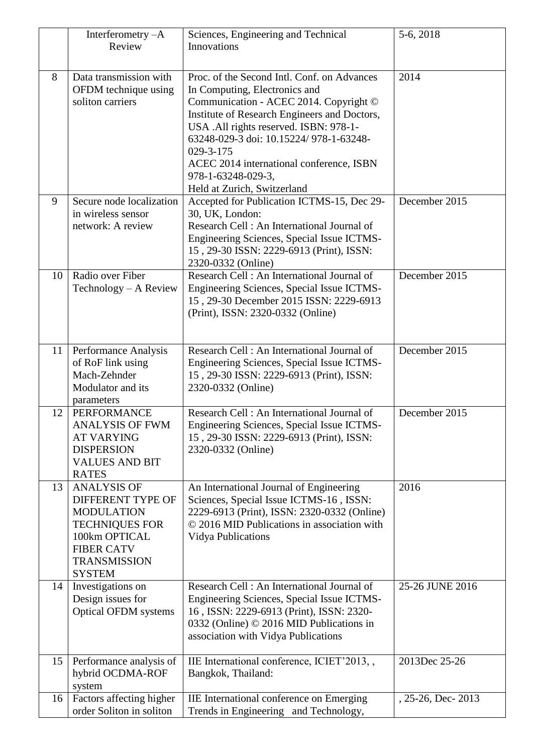|  | Interferometry –A Review | Sciences, Engineering and Technical Innovations | 5-6, 2018 |
|---|---|---|---|
| 8 | Data transmission with OFDM technique using soliton carriers | Proc. of the Second Intl. Conf. on Advances In Computing, Electronics and Communication - ACEC 2014. Copyright © Institute of Research Engineers and Doctors, USA .All rights reserved. ISBN: 978-1-63248-029-3 doi: 10.15224/ 978-1-63248-029-3-175<br>ACEC 2014 international conference, ISBN 978-1-63248-029-3,<br>Held at Zurich, Switzerland | 2014 |
| 9 | Secure node localization in wireless sensor network: A review | Accepted for Publication ICTMS-15, Dec 29-30, UK, London:<br>Research Cell : An International Journal of Engineering Sciences, Special Issue ICTMS-15 , 29-30 ISSN: 2229-6913 (Print), ISSN: 2320-0332 (Online) | December 2015 |
| 10 | Radio over Fiber Technology – A Review | Research Cell : An International Journal of Engineering Sciences, Special Issue ICTMS-15 , 29-30 December 2015 ISSN: 2229-6913 (Print), ISSN: 2320-0332 (Online) | December 2015 |
| 11 | Performance Analysis of RoF link using Mach-Zehnder Modulator and its parameters | Research Cell : An International Journal of Engineering Sciences, Special Issue ICTMS-15 , 29-30 ISSN: 2229-6913 (Print), ISSN: 2320-0332 (Online) | December 2015 |
| 12 | PERFORMANCE ANALYSIS OF FWM AT VARYING DISPERSION VALUES AND BIT RATES | Research Cell : An International Journal of Engineering Sciences, Special Issue ICTMS-15 , 29-30 ISSN: 2229-6913 (Print), ISSN: 2320-0332 (Online) | December 2015 |
| 13 | ANALYSIS OF DIFFERENT TYPE OF MODULATION TECHNIQUES FOR 100km OPTICAL FIBER CATV TRANSMISSION SYSTEM | An International Journal of Engineering Sciences, Special Issue ICTMS-16 , ISSN: 2229-6913 (Print), ISSN: 2320-0332 (Online) © 2016 MID Publications in association with Vidya Publications | 2016 |
| 14 | Investigations on Design issues for Optical OFDM systems | Research Cell : An International Journal of Engineering Sciences, Special Issue ICTMS-16 , ISSN: 2229-6913 (Print), ISSN: 2320-0332 (Online) © 2016 MID Publications in association with Vidya Publications | 25-26 JUNE 2016 |
| 15 | Performance analysis of hybrid OCDMA-ROF system | IIE International conference, ICIET'2013, , Bangkok, Thailand: | 2013Dec 25-26 |
| 16 | Factors affecting higher order Soliton in soliton | IIE International conference on Emerging Trends in Engineering and Technology, | , 25-26, Dec- 2013 |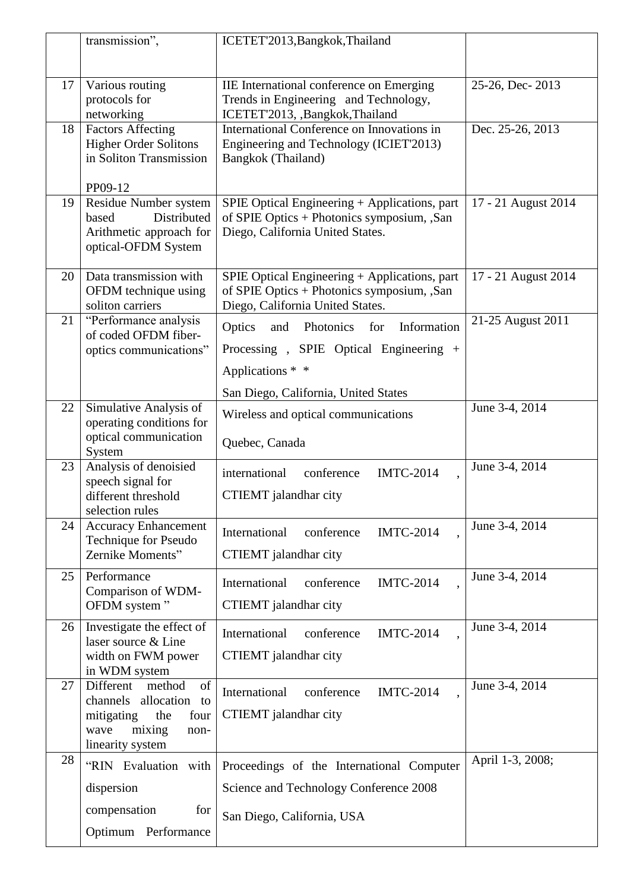|  | transmission”, | ICETET'2013,Bangkok,Thailand |  |
|---|---|---|---|
| 17 | Various routing protocols for networking | IIE International conference on Emerging Trends in Engineering and Technology, ICETET'2013, ,Bangkok,Thailand | 25-26, Dec- 2013 |
| 18 | Factors Affecting Higher Order Solitons in Soliton Transmission<br><br>PP09-12 | International Conference on Innovations in Engineering and Technology (ICIET'2013) Bangkok (Thailand) | Dec. 25-26, 2013 |
| 19 | Residue Number system based Distributed Arithmetic approach for optical-OFDM System | SPIE Optical Engineering + Applications, part of SPIE Optics + Photonics symposium, ,San Diego, California United States. | 17 - 21 August 2014 |
| 20 | Data transmission with OFDM technique using soliton carriers | SPIE Optical Engineering + Applications, part of SPIE Optics + Photonics symposium, ,San Diego, California United States. | 17 - 21 August 2014 |
| 21 | “Performance analysis of coded OFDM fiber-optics communications” | Optics and Photonics for Information Processing , SPIE Optical Engineering + Applications * *<br><br>San Diego, California, United States | 21-25 August 2011 |
| 22 | Simulative Analysis of operating conditions for optical communication System | Wireless and optical communications<br><br>Quebec, Canada | June 3-4, 2014 |
| 23 | Analysis of denoisied speech signal for different threshold selection rules | international conference IMTC-2014 , CTIEMT jalandhar city | June 3-4, 2014 |
| 24 | Accuracy Enhancement Technique for Pseudo Zernike Moments” | International conference IMTC-2014 , CTIEMT jalandhar city | June 3-4, 2014 |
| 25 | Performance Comparison of WDM-OFDM system ” | International conference IMTC-2014 , CTIEMT jalandhar city | June 3-4, 2014 |
| 26 | Investigate the effect of laser source & Line width on FWM power in WDM system | International conference IMTC-2014 , CTIEMT jalandhar city | June 3-4, 2014 |
| 27 | Different method of channels allocation to mitigating the four wave mixing non-linearity system | International conference IMTC-2014 , CTIEMT jalandhar city | June 3-4, 2014 |
| 28 | “RIN Evaluation with dispersion compensation for Optimum Performance | Proceedings of the International Computer Science and Technology Conference 2008<br><br>San Diego, California, USA | April 1-3, 2008; |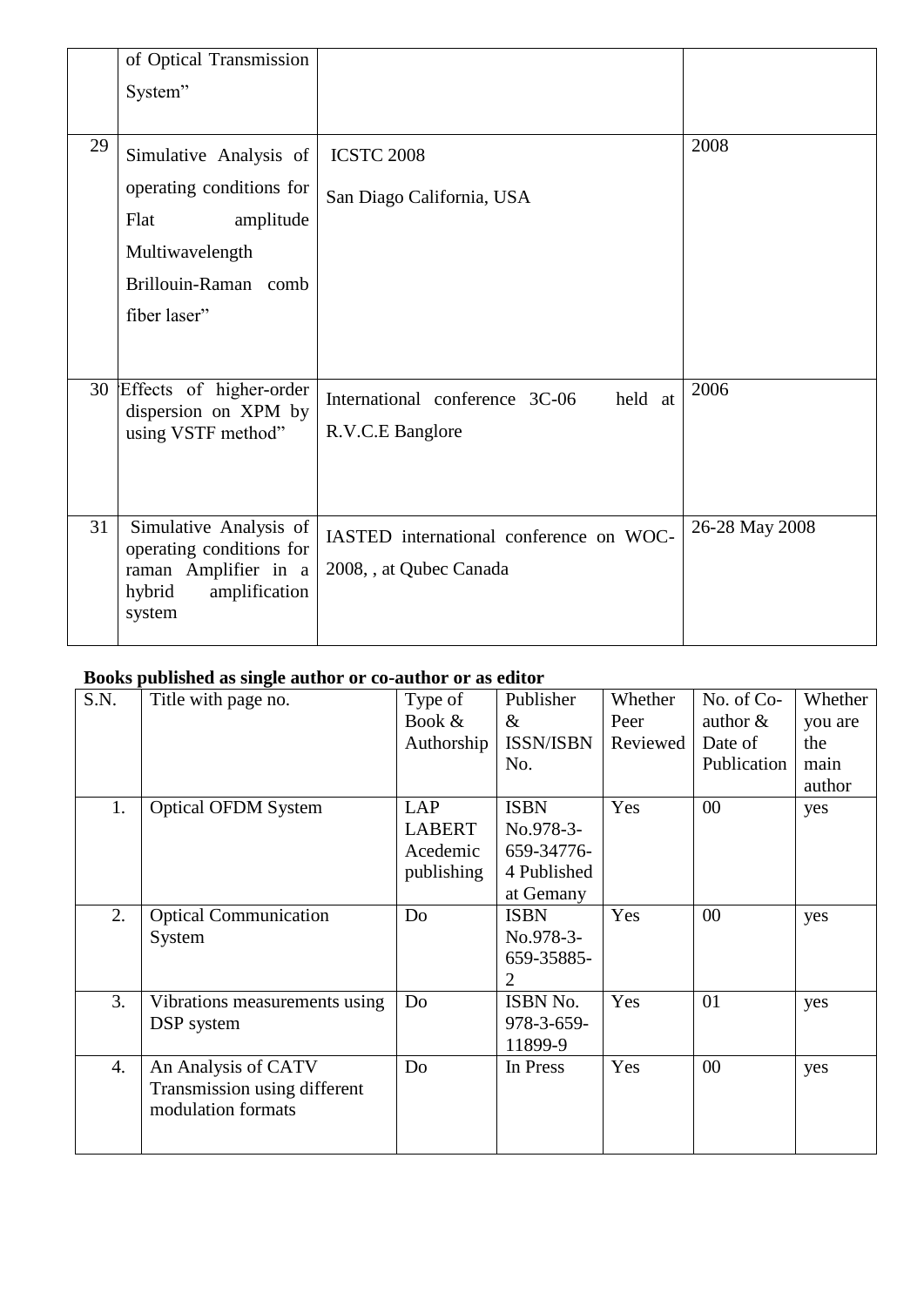| | | | |
|---|---|---|---|
| | of Optical Transmission System" | | |
| 29 | Simulative Analysis of operating conditions for Flat amplitude Multiwavelength Brillouin-Raman comb fiber laser" | ICSTC 2008 San Diago California, USA | 2008 |
| 30 | 'Effects of higher-order dispersion on XPM by using VSTF method" | International conference 3C-06 held at R.V.C.E Banglore | 2006 |
| 31 | Simulative Analysis of operating conditions for raman Amplifier in a hybrid amplification system | IASTED international conference on WOC-2008, , at Qubec Canada | 26-28 May 2008 |

**Books published as single author or co-author or as editor**

| S.N. | Title with page no. | Type of Book & Authorship | Publisher & ISSN/ISBN No. | Whether Peer Reviewed | No. of Co-author & Date of Publication | Whether you are the main author |
|---|---|---|---|---|---|---|
| 1. | Optical OFDM System | LAP LABERT Acedemic publishing | ISBN No.978-3-659-34776-4 Published at Gemany | Yes | 00 | yes |
| 2. | Optical Communication System | Do | ISBN No.978-3-659-35885-2 | Yes | 00 | yes |
| 3. | Vibrations measurements using DSP system | Do | ISBN No. 978-3-659-11899-9 | Yes | 01 | yes |
| 4. | An Analysis of CATV Transmission using different modulation formats | Do | In Press | Yes | 00 | yes |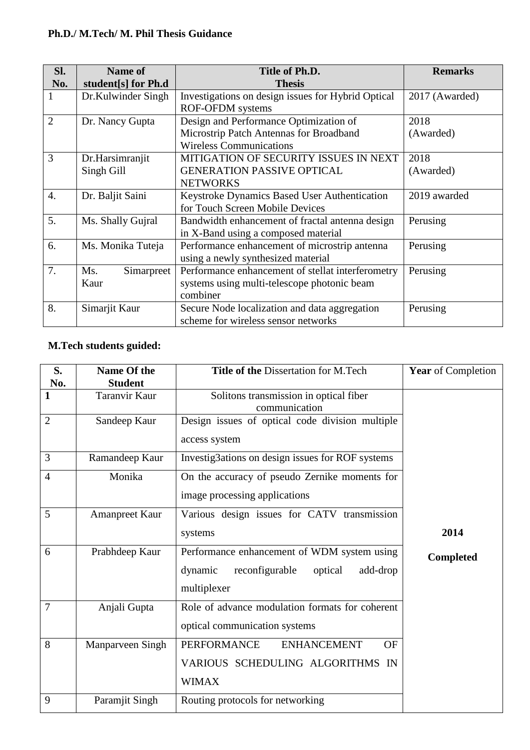**Ph.D./ M.Tech/ M. Phil Thesis Guidance**

| Sl. No. | Name of student[s] for Ph.d | Title of Ph.D. Thesis | Remarks |
|---|---|---|---|
| 1 | Dr.Kulwinder Singh | Investigations on design issues for Hybrid Optical ROF-OFDM systems | 2017 (Awarded) |
| 2 | Dr. Nancy Gupta | Design and Performance Optimization of Microstrip Patch Antennas for Broadband Wireless Communications | 2018 (Awarded) |
| 3 | Dr.Harsimranjit Singh Gill | MITIGATION OF SECURITY ISSUES IN NEXT GENERATION PASSIVE OPTICAL NETWORKS | 2018 (Awarded) |
| 4. | Dr. Baljit Saini | Keystroke Dynamics Based User Authentication for Touch Screen Mobile Devices | 2019 awarded |
| 5. | Ms. Shally Gujral | Bandwidth enhancement of fractal antenna design in X-Band using a composed material | Perusing |
| 6. | Ms. Monika Tuteja | Performance enhancement of microstrip antenna using a newly synthesized material | Perusing |
| 7. | Ms. Simarpreet Kaur | Performance enhancement of stellat interferometry systems using multi-telescope photonic beam combiner | Perusing |
| 8. | Simarjit Kaur | Secure Node localization and data aggregation scheme for wireless sensor networks | Perusing |

**M.Tech students guided:**

| S. No. | Name Of the Student | **Title of the** Dissertation for M.Tech | **Year** of Completion |
|---|---|---|---|
| **1** | Taranvir Kaur | Solitons transmission in optical fiber communication | **2014 Completed** |
| 2 | Sandeep Kaur | Design issues of optical code division multiple access system | |
| 3 | Ramandeep Kaur | Investig3ations on design issues for ROF systems | |
| 4 | Monika | On the accuracy of pseudo Zernike moments for image processing applications | |
| 5 | Amanpreet Kaur | Various design issues for CATV transmission systems | |
| 6 | Prabhdeep Kaur | Performance enhancement of WDM system using dynamic reconfigurable optical add-drop multiplexer | |
| 7 | Anjali Gupta | Role of advance modulation formats for coherent optical communication systems | |
| 8 | Manparveen Singh | PERFORMANCE ENHANCEMENT OF VARIOUS SCHEDULING ALGORITHMS IN WIMAX | |
| 9 | Paramjit Singh | Routing protocols for networking | |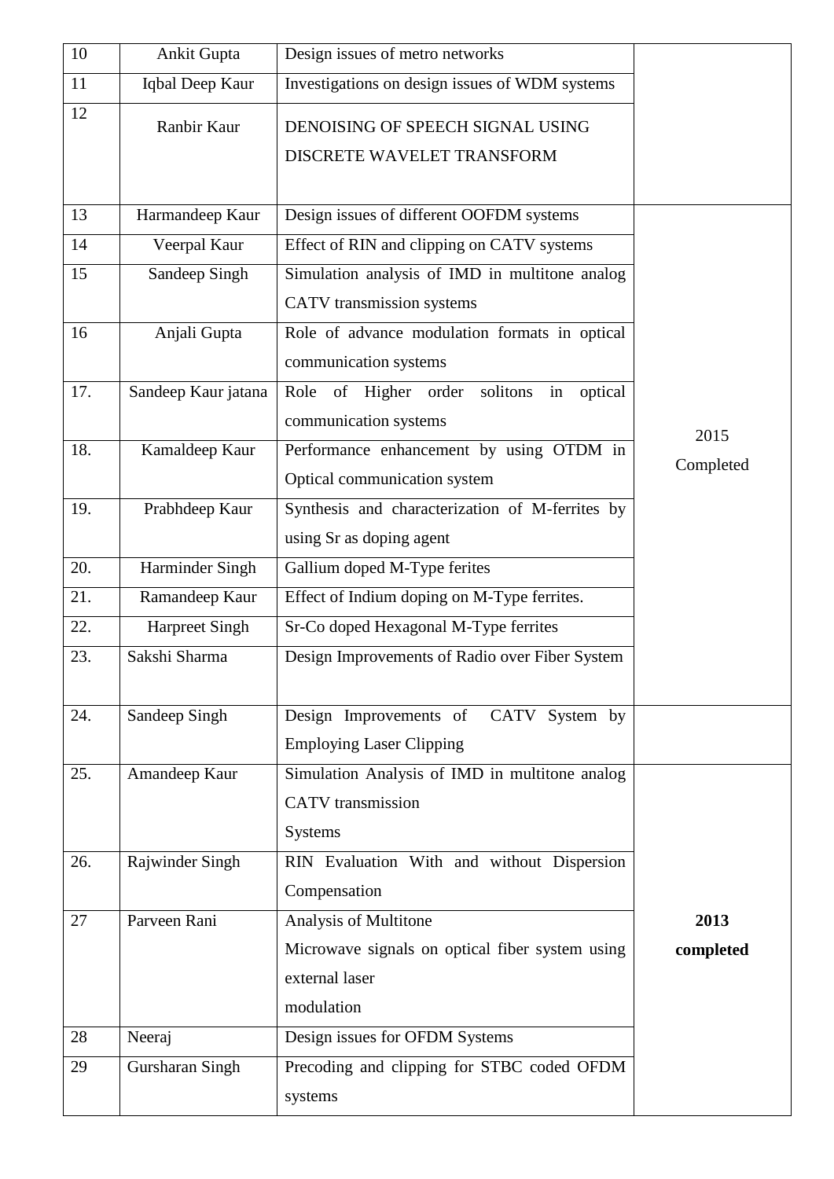| 10 | Ankit Gupta | Design issues of metro networks | |
|---|---|---|---|
| 11 | Iqbal Deep Kaur | Investigations on design issues of WDM systems | |
| 12 | Ranbir Kaur | DENOISING OF SPEECH SIGNAL USING DISCRETE WAVELET TRANSFORM | |
| 13 | Harmandeep Kaur | Design issues of different OOFDM systems | 2015 Completed |
| 14 | Veerpal Kaur | Effect of RIN and clipping on CATV systems | |
| 15 | Sandeep Singh | Simulation analysis of IMD in multitone analog CATV transmission systems | |
| 16 | Anjali Gupta | Role of advance modulation formats in optical communication systems | |
| 17. | Sandeep Kaur jatana | Role of Higher order solitons in optical communication systems | |
| 18. | Kamaldeep Kaur | Performance enhancement by using OTDM in Optical communication system | |
| 19. | Prabhdeep Kaur | Synthesis and characterization of M-ferrites by using Sr as doping agent | |
| 20. | Harminder Singh | Gallium doped M-Type ferites | |
| 21. | Ramandeep Kaur | Effect of Indium doping on M-Type ferrites. | |
| 22. | Harpreet Singh | Sr-Co doped Hexagonal M-Type ferrites | |
| 23. | Sakshi Sharma | Design Improvements of Radio over Fiber System | |
| 24. | Sandeep Singh | Design Improvements of CATV System by Employing Laser Clipping | |
| 25. | Amandeep Kaur | Simulation Analysis of IMD in multitone analog CATV transmission Systems | **2013 completed** |
| 26. | Rajwinder Singh | RIN Evaluation With and without Dispersion Compensation | |
| 27 | Parveen Rani | Analysis of Multitone Microwave signals on optical fiber system using external laser modulation | |
| 28 | Neeraj | Design issues for OFDM Systems | |
| 29 | Gursharan Singh | Precoding and clipping for STBC coded OFDM systems | |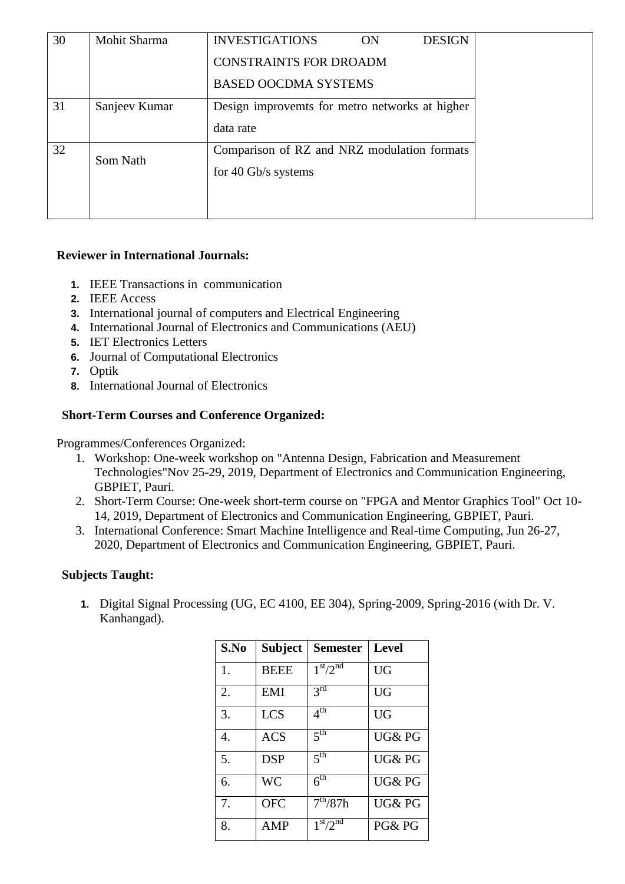| | | | |
|---|---|---|---|
| 30 | Mohit Sharma | INVESTIGATIONS ON DESIGN CONSTRAINTS FOR DROADM BASED OOCDMA SYSTEMS | |
| 31 | Sanjeev Kumar | Design improvemts for metro networks at higher data rate | |
| 32 | Som Nath | Comparison of RZ and NRZ modulation formats for 40 Gb/s systems | |

**Reviewer in International Journals:**

1. IEEE Transactions in communication
2. IEEE Access
3. International journal of computers and Electrical Engineering
4. International Journal of Electronics and Communications (AEU)
5. IET Electronics Letters
6. Journal of Computational Electronics
7. Optik
8. International Journal of Electronics

**Short-Term Courses and Conference Organized:**

Programmes/Conferences Organized:

1. Workshop: One-week workshop on "Antenna Design, Fabrication and Measurement Technologies"Nov 25-29, 2019, Department of Electronics and Communication Engineering, GBPIET, Pauri.
2. Short-Term Course: One-week short-term course on "FPGA and Mentor Graphics Tool" Oct 10-14, 2019, Department of Electronics and Communication Engineering, GBPIET, Pauri.
3. International Conference: Smart Machine Intelligence and Real-time Computing, Jun 26-27, 2020, Department of Electronics and Communication Engineering, GBPIET, Pauri.

**Subjects Taught:**

1. Digital Signal Processing (UG, EC 4100, EE 304), Spring-2009, Spring-2016 (with Dr. V. Kanhangad).

| S.No | Subject | Semester | Level |
|---|---|---|---|
| 1. | BEEE | 1st/2nd | UG |
| 2. | EMI | 3rd | UG |
| 3. | LCS | 4th | UG |
| 4. | ACS | 5th | UG& PG |
| 5. | DSP | 5th | UG& PG |
| 6. | WC | 6th | UG& PG |
| 7. | OFC | 7th/87h | UG& PG |
| 8. | AMP | 1st/2nd | PG& PG |